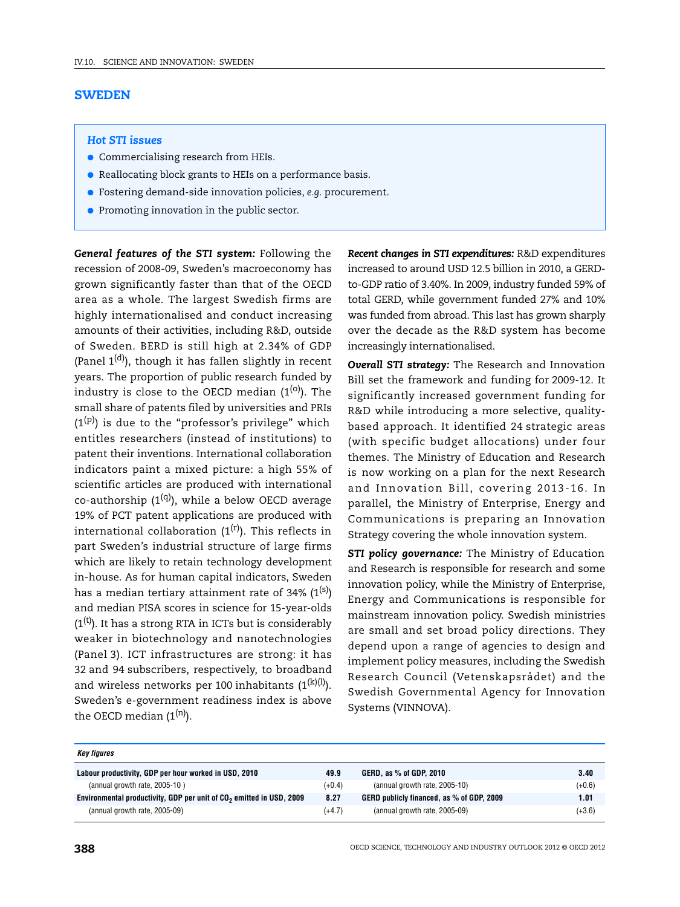# SWEDEN

### *Hot STI issues*

- Commercialising research from HEIs.
- Reallocating block grants to HEIs on a performance basis.
- Fostering demand-side innovation policies, *e.g.* procurement.
- Promoting innovation in the public sector.

***General features of the STI system:*** Following the recession of 2008-09, Sweden's macroeconomy has grown significantly faster than that of the OECD area as a whole. The largest Swedish firms are highly internationalised and conduct increasing amounts of their activities, including R&D, outside of Sweden. BERD is still high at 2.34% of GDP (Panel 1[(d)]), though it has fallen slightly in recent years. The proportion of public research funded by industry is close to the OECD median (1[(o)]). The small share of patents filed by universities and PRIs (1[(p)]) is due to the "professor's privilege" which entitles researchers (instead of institutions) to patent their inventions. International collaboration indicators paint a mixed picture: a high 55% of scientific articles are produced with international co-authorship (1[(q)]), while a below OECD average 19% of PCT patent applications are produced with international collaboration (1[(r)]). This reflects in part Sweden's industrial structure of large firms which are likely to retain technology development in-house. As for human capital indicators, Sweden has a median tertiary attainment rate of 34% (1[(s)]) and median PISA scores in science for 15-year-olds (1[(t)]). It has a strong RTA in ICTs but is considerably weaker in biotechnology and nanotechnologies (Panel 3). ICT infrastructures are strong: it has 32 and 94 subscribers, respectively, to broadband and wireless networks per 100 inhabitants (1[(k)(l)]). Sweden's e-government readiness index is above the OECD median (1[(n)]).

***Recent changes in STI expenditures:*** R&D expenditures increased to around USD 12.5 billion in 2010, a GERD-to-GDP ratio of 3.40%. In 2009, industry funded 59% of total GERD, while government funded 27% and 10% was funded from abroad. This last has grown sharply over the decade as the R&D system has become increasingly internationalised.

***Overall STI strategy:*** The Research and Innovation Bill set the framework and funding for 2009-12. It significantly increased government funding for R&D while introducing a more selective, quality-based approach. It identified 24 strategic areas (with specific budget allocations) under four themes. The Ministry of Education and Research is now working on a plan for the next Research and Innovation Bill, covering 2013-16. In parallel, the Ministry of Enterprise, Energy and Communications is preparing an Innovation Strategy covering the whole innovation system.

***STI policy governance:*** The Ministry of Education and Research is responsible for research and some innovation policy, while the Ministry of Enterprise, Energy and Communications is responsible for mainstream innovation policy. Swedish ministries are small and set broad policy directions. They depend upon a range of agencies to design and implement policy measures, including the Swedish Research Council (Vetenskapsrådet) and the Swedish Governmental Agency for Innovation Systems (VINNOVA).

***Key figures***

| | | | |
|---|---|---|---|
| **Labour productivity, GDP per hour worked in USD, 2010** | **49.9** | **GERD, as % of GDP, 2010** | **3.40** |
| (annual growth rate, 2005-10 ) | (+0.4) | (annual growth rate, 2005-10) | (+0.6) |
| **Environmental productivity, GDP per unit of $CO_2$ emitted in USD, 2009** | **8.27** | **GERD publicly financed, as % of GDP, 2009** | **1.01** |
| (annual growth rate, 2005-09) | (+4.7) | (annual growth rate, 2005-09) | (+3.6) |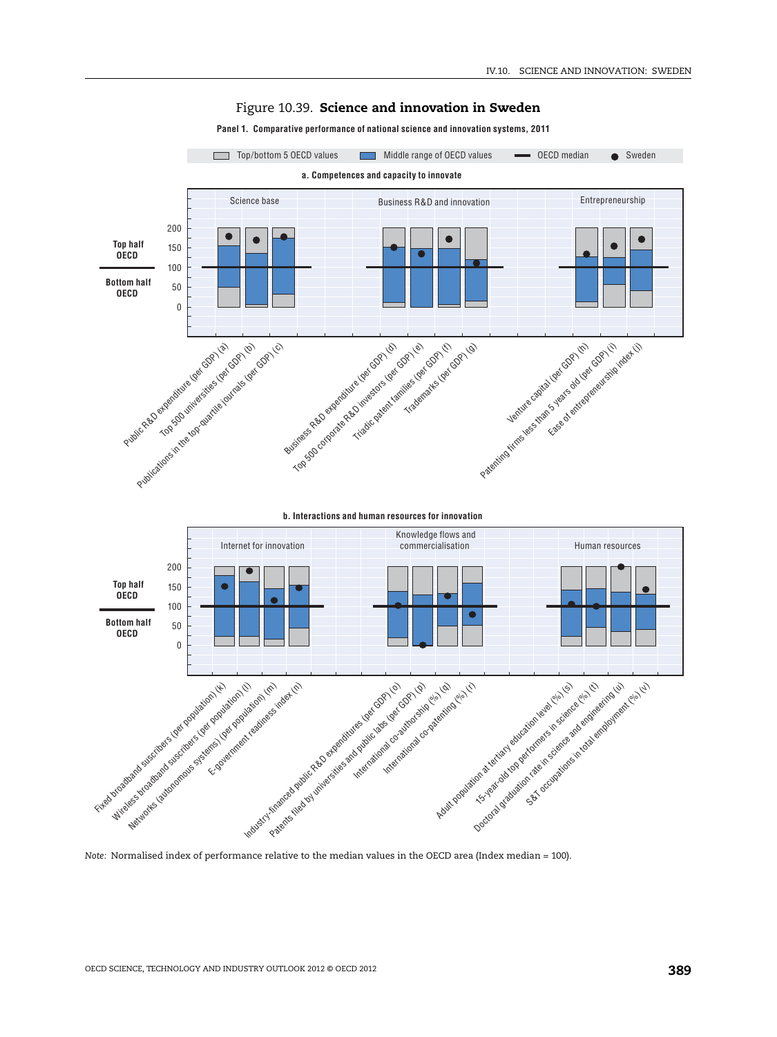# Figure 10.39. **Science and innovation in Sweden**

**Panel 1. Comparative performance of national science and innovation systems, 2011**

Top/bottom 5 OECD values | Middle range of OECD values | OECD median | Sweden

**a. Competences and capacity to innovate**

Science base | Business R&D and innovation | Entrepreneurship

Top half OECD | Bottom half OECD

200, 150, 100, 50, 0

Public R&D expenditure (per GDP) (a), Top 500 universities (per GDP) (b), Publications in the top-quartile journals (per GDP) (c), Business R&D expenditure (per GDP) (d), Top 500 corporate R&D investors (per GDP) (e), Triadic patent families (per GDP) (f), Trademarks (per GDP) (g), Venture capital (per GDP) (h), Patenting firms less than 5 years old (per GDP) (i), Ease of entrepreneurship index (j)

**b. Interactions and human resources for innovation**

Internet for innovation | Knowledge flows and commercialisation | Human resources

Top half OECD | Bottom half OECD

200, 150, 100, 50, 0

Fixed broadband suscribers (per population) (k), Wireless broadband suscribers (per population) (l), Networks (autonomous systems) (per population) (m), E-government readiness index (n), Industry-financed public R&D expenditures (per GDP) (o), Patents filed by universities and public labs (per GDP) (p), International co-authorship (%) (q), International co-patenting (%) (r), Adult population at tertiary education level (%) (s), 15-year-old top performers in science (%) (t), Doctoral graduation rate in science and engineering (u), S&T occupations in total employment (%) (v)

*Note:* Normalised index of performance relative to the median values in the OECD area (Index median = 100).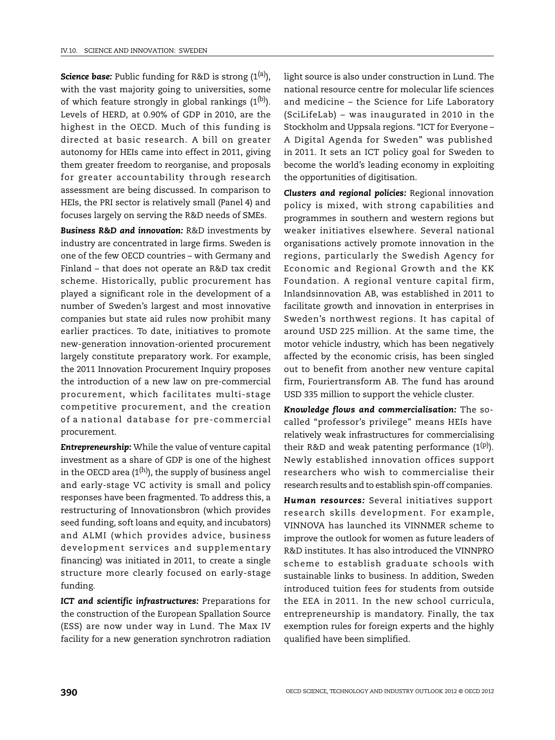***Science base:*** Public funding for R&D is strong (1[a]), with the vast majority going to universities, some of which feature strongly in global rankings (1[b]). Levels of HERD, at 0.90% of GDP in 2010, are the highest in the OECD. Much of this funding is directed at basic research. A bill on greater autonomy for HEIs came into effect in 2011, giving them greater freedom to reorganise, and proposals for greater accountability through research assessment are being discussed. In comparison to HEIs, the PRI sector is relatively small (Panel 4) and focuses largely on serving the R&D needs of SMEs.

***Business R&D and innovation:*** R&D investments by industry are concentrated in large firms. Sweden is one of the few OECD countries – with Germany and Finland – that does not operate an R&D tax credit scheme. Historically, public procurement has played a significant role in the development of a number of Sweden's largest and most innovative companies but state aid rules now prohibit many earlier practices. To date, initiatives to promote new-generation innovation-oriented procurement largely constitute preparatory work. For example, the 2011 Innovation Procurement Inquiry proposes the introduction of a new law on pre-commercial procurement, which facilitates multi-stage competitive procurement, and the creation of a national database for pre-commercial procurement.

***Entrepreneurship:*** While the value of venture capital investment as a share of GDP is one of the highest in the OECD area (1[h]), the supply of business angel and early-stage VC activity is small and policy responses have been fragmented. To address this, a restructuring of Innovationsbron (which provides seed funding, soft loans and equity, and incubators) and ALMI (which provides advice, business development services and supplementary financing) was initiated in 2011, to create a single structure more clearly focused on early-stage funding.

***ICT and scientific infrastructures:*** Preparations for the construction of the European Spallation Source (ESS) are now under way in Lund. The Max IV facility for a new generation synchrotron radiation light source is also under construction in Lund. The national resource centre for molecular life sciences and medicine – the Science for Life Laboratory (SciLifeLab) – was inaugurated in 2010 in the Stockholm and Uppsala regions. "ICT for Everyone – A Digital Agenda for Sweden" was published in 2011. It sets an ICT policy goal for Sweden to become the world's leading economy in exploiting the opportunities of digitisation.

***Clusters and regional policies:*** Regional innovation policy is mixed, with strong capabilities and programmes in southern and western regions but weaker initiatives elsewhere. Several national organisations actively promote innovation in the regions, particularly the Swedish Agency for Economic and Regional Growth and the KK Foundation. A regional venture capital firm, Inlandsinnovation AB, was established in 2011 to facilitate growth and innovation in enterprises in Sweden's northwest regions. It has capital of around USD 225 million. At the same time, the motor vehicle industry, which has been negatively affected by the economic crisis, has been singled out to benefit from another new venture capital firm, Fouriertransform AB. The fund has around USD 335 million to support the vehicle cluster.

***Knowledge flows and commercialisation:*** The so-called "professor's privilege" means HEIs have relatively weak infrastructures for commercialising their R&D and weak patenting performance (1[p]). Newly established innovation offices support researchers who wish to commercialise their research results and to establish spin-off companies.

***Human resources:*** Several initiatives support research skills development. For example, VINNOVA has launched its VINNMER scheme to improve the outlook for women as future leaders of R&D institutes. It has also introduced the VINNPRO scheme to establish graduate schools with sustainable links to business. In addition, Sweden introduced tuition fees for students from outside the EEA in 2011. In the new school curricula, entrepreneurship is mandatory. Finally, the tax exemption rules for foreign experts and the highly qualified have been simplified.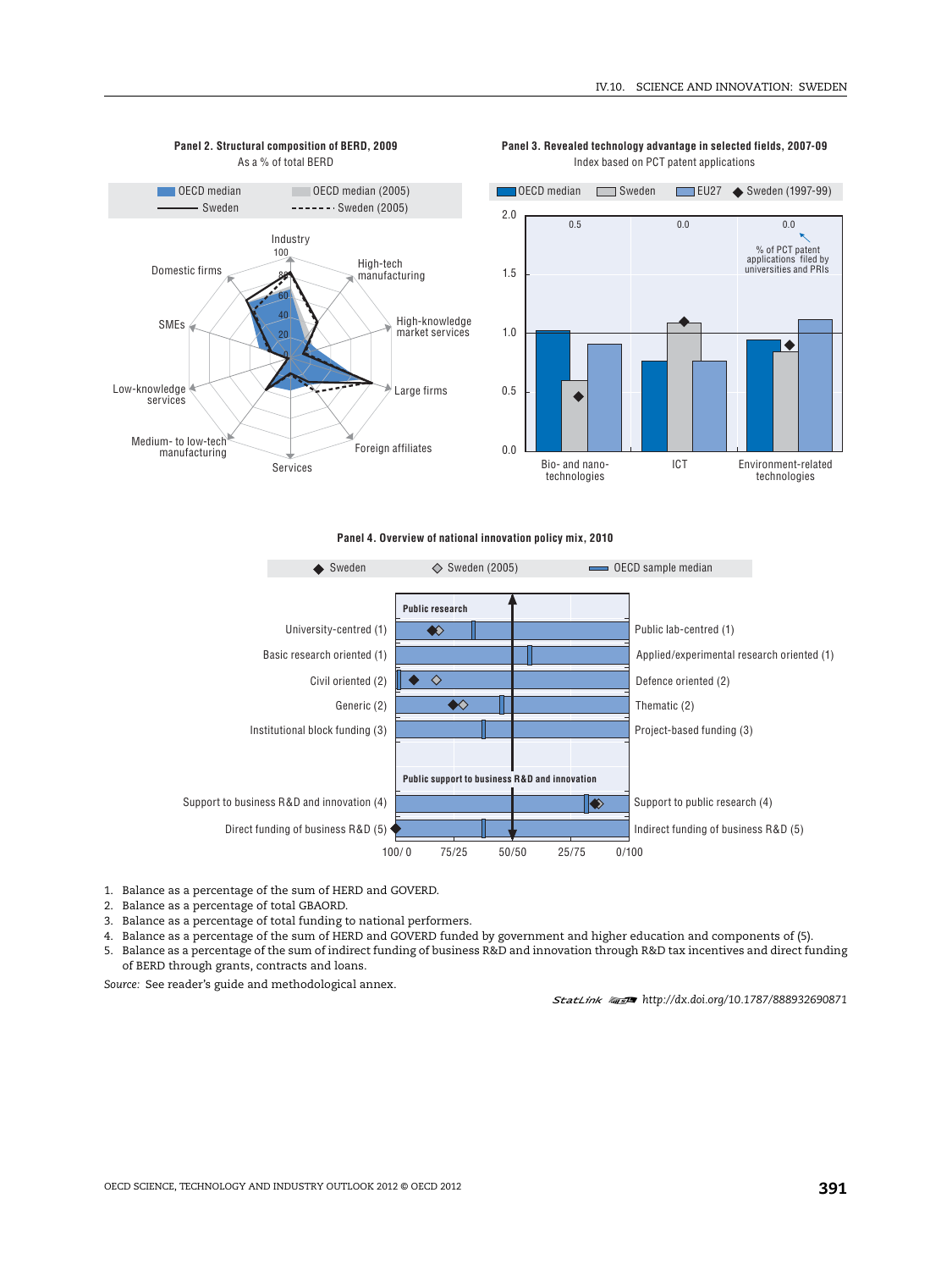**Panel 2. Structural composition of BERD, 2009**
As a % of total BERD

OECD median
OECD median (2005)
Sweden
Sweden (2005)

Industry
100
80
60
40
20
0
High-tech manufacturing
High-knowledge market services
Large firms
Foreign affiliates
Services
Medium- to low-tech manufacturing
Low-knowledge services
SMEs
Domestic firms

**Panel 3. Revealed technology advantage in selected fields, 2007-09**
Index based on PCT patent applications

OECD median
Sweden
EU27
Sweden (1997-99)

2.0
1.5
1.0
0.5
0.0

0.5
0.0
0.0
% of PCT patent applications filed by universities and PRIs

Bio- and nano-technologies
ICT
Environment-related technologies

**Panel 4. Overview of national innovation policy mix, 2010**

Sweden
Sweden (2005)
OECD sample median

Public research
University-centred (1) — Public lab-centred (1)
Basic research oriented (1) — Applied/experimental research oriented (1)
Civil oriented (2) — Defence oriented (2)
Generic (2) — Thematic (2)
Institutional block funding (3) — Project-based funding (3)

Public support to business R&D and innovation
Support to business R&D and innovation (4) — Support to public research (4)
Direct funding of business R&D (5) — Indirect funding of business R&D (5)

100/0
75/25
50/50
25/75
0/100

1. Balance as a percentage of the sum of HERD and GOVERD.
2. Balance as a percentage of total GBAORD.
3. Balance as a percentage of total funding to national performers.
4. Balance as a percentage of the sum of HERD and GOVERD funded by government and higher education and components of (5).
5. Balance as a percentage of the sum of indirect funding of business R&D and innovation through R&D tax incentives and direct funding of BERD through grants, contracts and loans.

*Source:* See reader's guide and methodological annex.

StatLink http://dx.doi.org/10.1787/888932690871